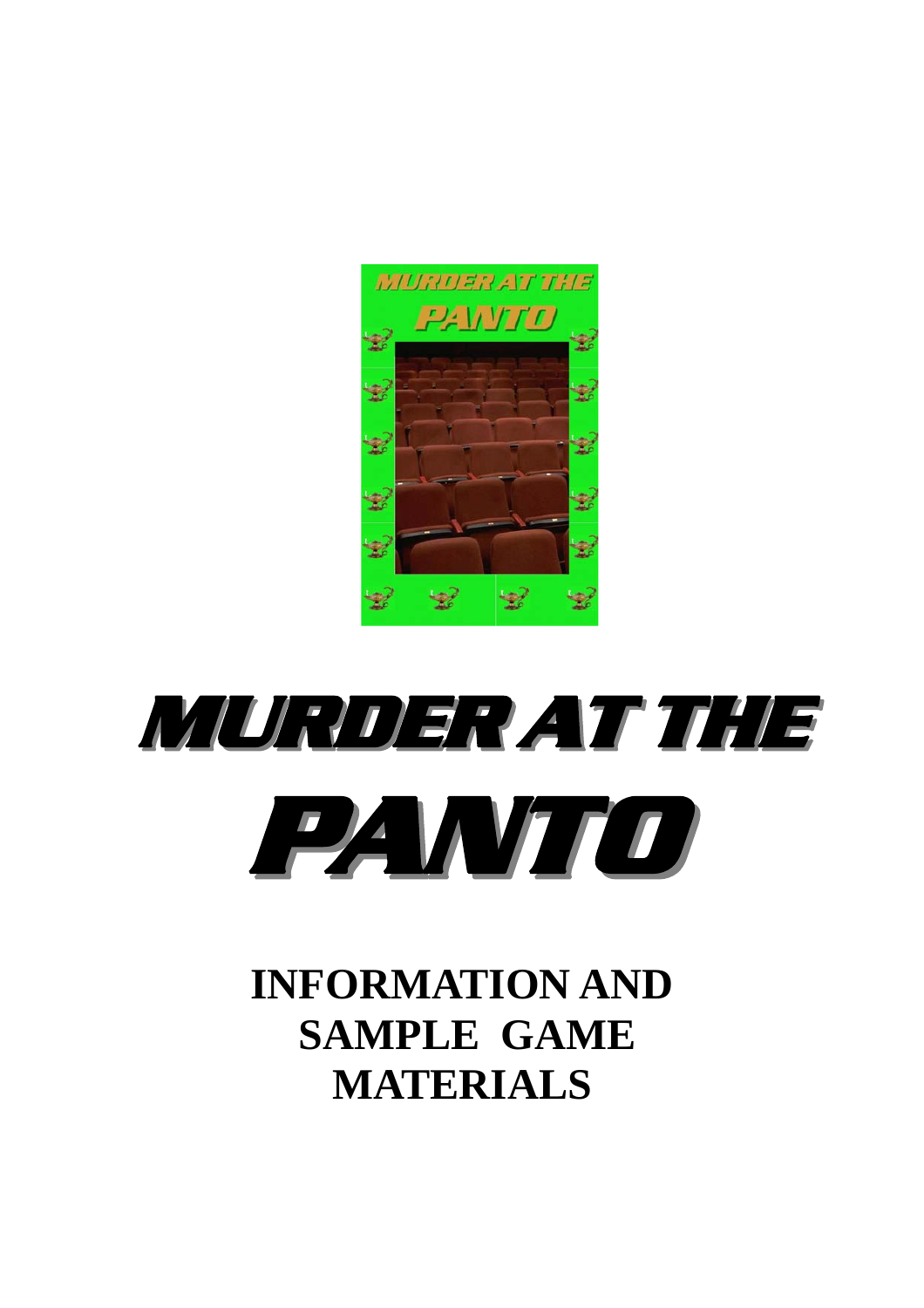# MURDER AT THE PANTO

## INFORMATION AND SAMPLE GAME MATERIALS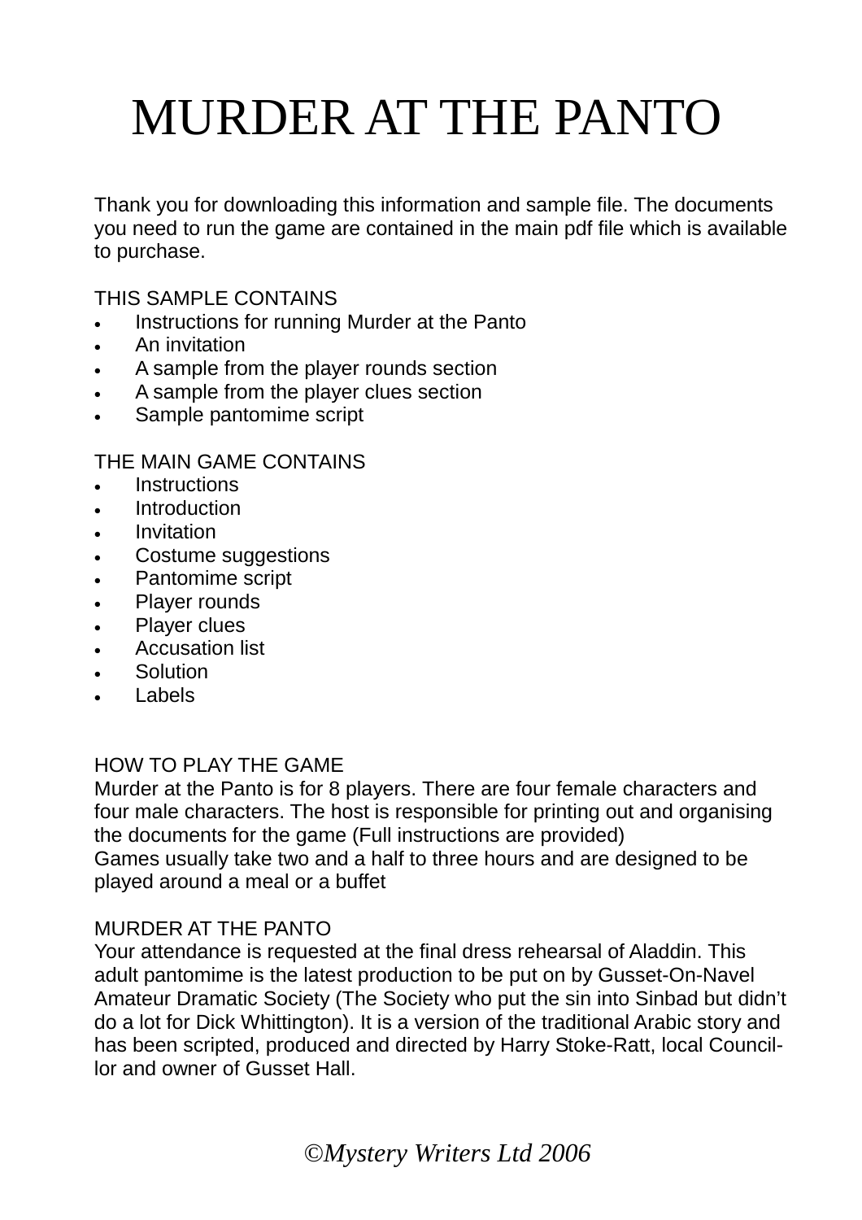# MURDER AT THE PANTO

Thank you for downloading this information and sample file. The documents you need to run the game are contained in the main pdf file which is available to purchase.

THIS SAMPLE CONTAINS

- Instructions for running Murder at the Panto
- An invitation
- A sample from the player rounds section
- A sample from the player clues section
- Sample pantomime script

THE MAIN GAME CONTAINS

- Instructions
- Introduction
- Invitation
- Costume suggestions
- Pantomime script
- Player rounds
- Player clues
- Accusation list
- Solution
- Labels

HOW TO PLAY THE GAME

Murder at the Panto is for 8 players. There are four female characters and four male characters. The host is responsible for printing out and organising the documents for the game (Full instructions are provided)

Games usually take two and a half to three hours and are designed to be played around a meal or a buffet

MURDER AT THE PANTO

Your attendance is requested at the final dress rehearsal of Aladdin. This adult pantomime is the latest production to be put on by Gusset-On-Navel Amateur Dramatic Society (The Society who put the sin into Sinbad but didn't do a lot for Dick Whittington). It is a version of the traditional Arabic story and has been scripted, produced and directed by Harry Stoke-Ratt, local Councillor and owner of Gusset Hall.

*©Mystery Writers Ltd 2006*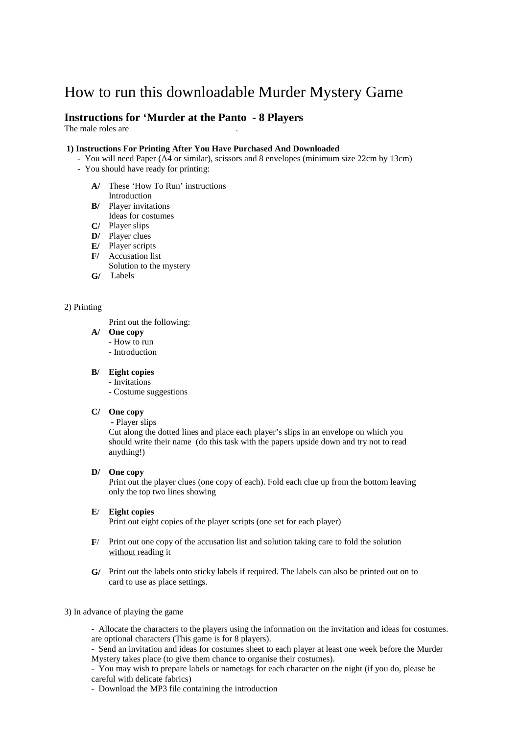# How to run this downloadable Murder Mystery Game

## Instructions for 'Murder at the Panto - 8 Players

The male roles are .

**1) Instructions For Printing After You Have Purchased And Downloaded**

- You will need Paper (A4 or similar), scissors and 8 envelopes (minimum size 22cm by 13cm)
- You should have ready for printing:

  **A/** These 'How To Run' instructions
  Introduction
  **B/** Player invitations
  Ideas for costumes
  **C/** Player slips
  **D/** Player clues
  **E/** Player scripts
  **F/** Accusation list
  Solution to the mystery
  **G/** Labels

2) Printing

Print out the following:

**A/** **One copy**
- How to run
- Introduction

**B/** **Eight copies**
- Invitations
- Costume suggestions

**C/** **One copy**
- Player slips

Cut along the dotted lines and place each player's slips in an envelope on which you should write their name (do this task with the papers upside down and try not to read anything!)

**D/** **One copy**
Print out the player clues (one copy of each). Fold each clue up from the bottom leaving only the top two lines showing

**E**/ **Eight copies**
Print out eight copies of the player scripts (one set for each player)

**F**/ Print out one copy of the accusation list and solution taking care to fold the solution <u>without</u> reading it

**G/** Print out the labels onto sticky labels if required. The labels can also be printed out on to card to use as place settings.

3) In advance of playing the game

- Allocate the characters to the players using the information on the invitation and ideas for costumes. are optional characters (This game is for 8 players).
- Send an invitation and ideas for costumes sheet to each player at least one week before the Murder Mystery takes place (to give them chance to organise their costumes).
- You may wish to prepare labels or nametags for each character on the night (if you do, please be careful with delicate fabrics)
- Download the MP3 file containing the introduction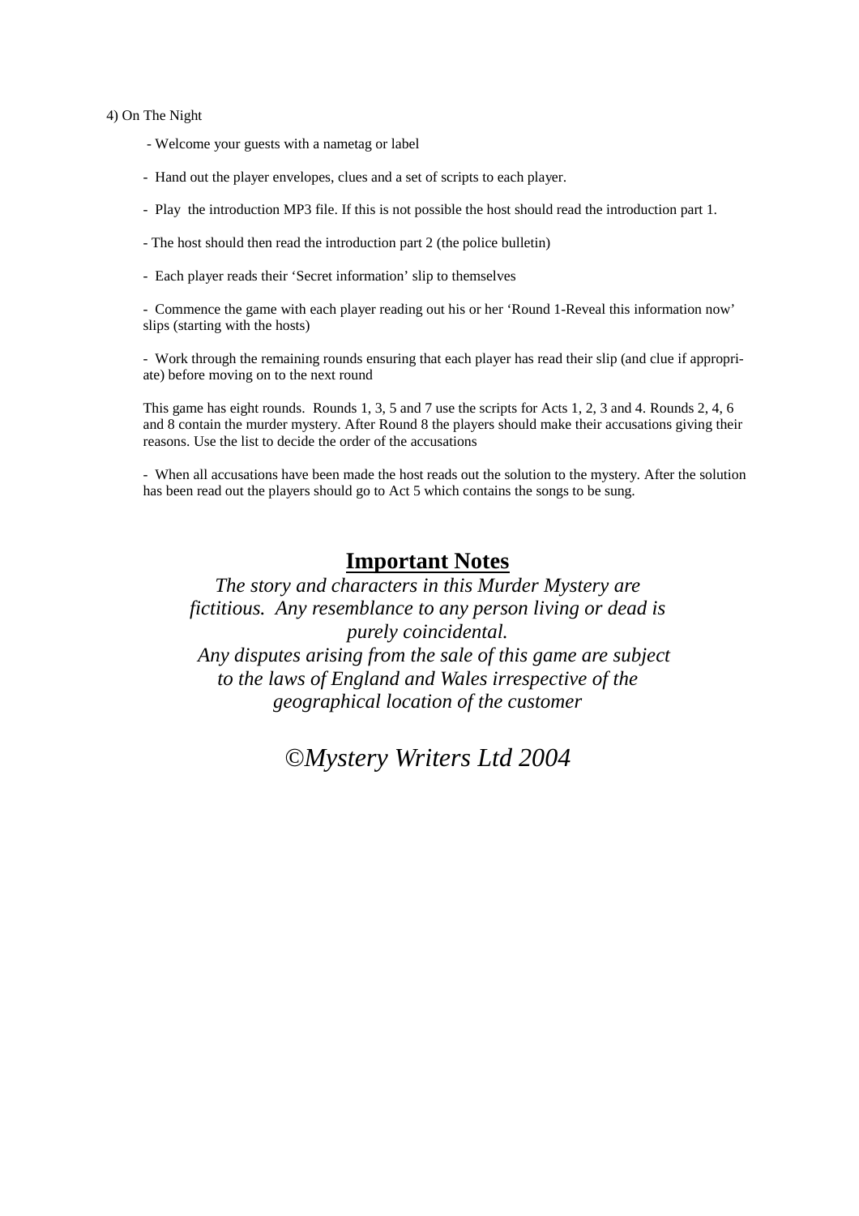4) On The Night

- Welcome your guests with a nametag or label
- Hand out the player envelopes, clues and a set of scripts to each player.
- Play the introduction MP3 file. If this is not possible the host should read the introduction part 1.
- The host should then read the introduction part 2 (the police bulletin)
- Each player reads their 'Secret information' slip to themselves
- Commence the game with each player reading out his or her 'Round 1-Reveal this information now' slips (starting with the hosts)
- Work through the remaining rounds ensuring that each player has read their slip (and clue if appropriate) before moving on to the next round

This game has eight rounds. Rounds 1, 3, 5 and 7 use the scripts for Acts 1, 2, 3 and 4. Rounds 2, 4, 6 and 8 contain the murder mystery. After Round 8 the players should make their accusations giving their reasons. Use the list to decide the order of the accusations

- When all accusations have been made the host reads out the solution to the mystery. After the solution has been read out the players should go to Act 5 which contains the songs to be sung.

## Important Notes

*The story and characters in this Murder Mystery are fictitious. Any resemblance to any person living or dead is purely coincidental.*

*Any disputes arising from the sale of this game are subject to the laws of England and Wales irrespective of the geographical location of the customer*

*©Mystery Writers Ltd 2004*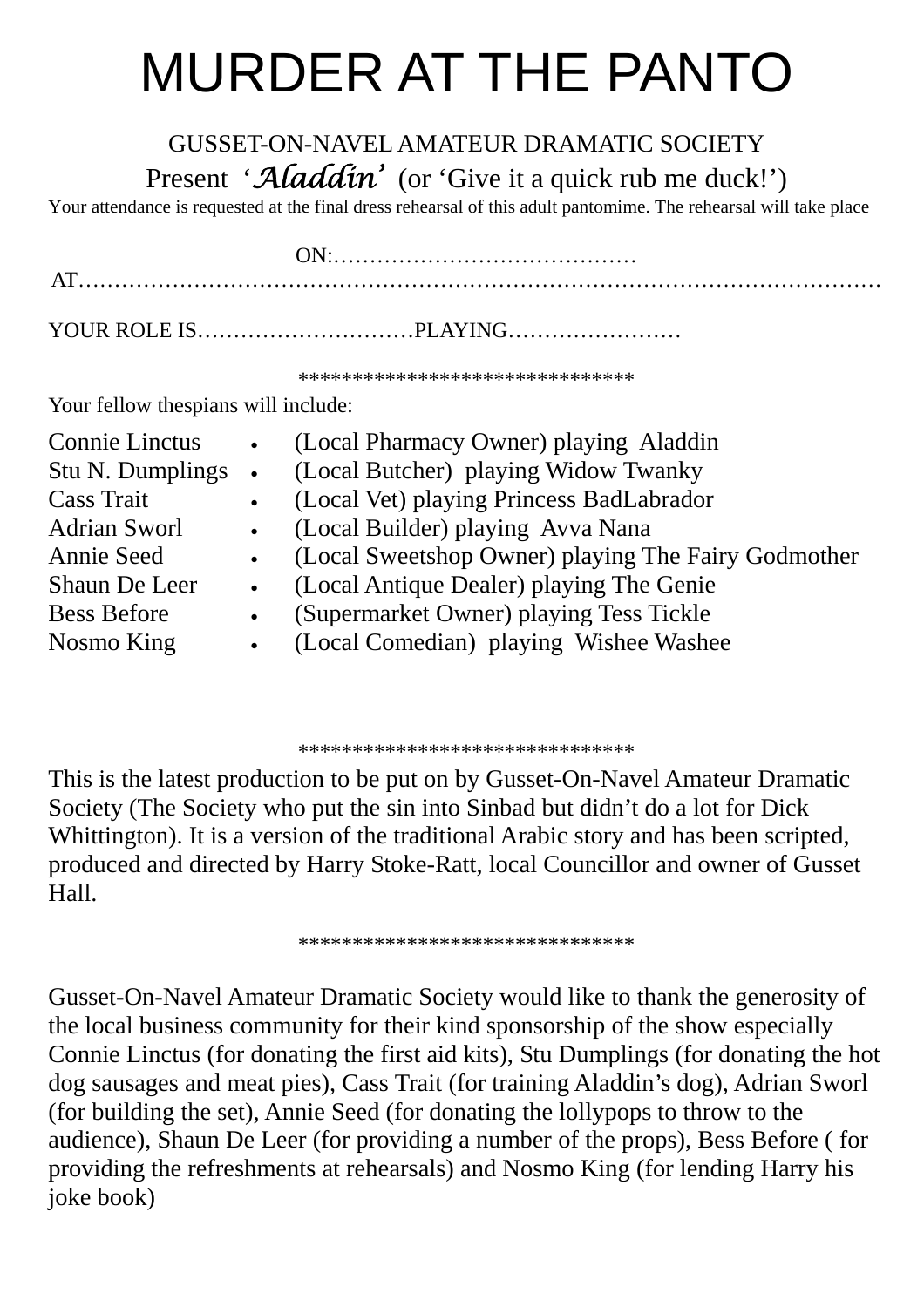# MURDER AT THE PANTO

GUSSET-ON-NAVEL AMATEUR DRAMATIC SOCIETY

Present ‘*Aladdin*’ (or ‘Give it a quick rub me duck!’)

Your attendance is requested at the final dress rehearsal of this adult pantomime. The rehearsal will take place

ON:……………………………………

AT………………………………………………………………………………………………

YOUR ROLE IS…………………………PLAYING……………………

******************************

Your fellow thespians will include:

| | | |
|---|---|---|
| Connie Linctus | • | (Local Pharmacy Owner) playing Aladdin |
| Stu N. Dumplings | • | (Local Butcher) playing Widow Twanky |
| Cass Trait | • | (Local Vet) playing Princess BadLabrador |
| Adrian Sworl | • | (Local Builder) playing Avva Nana |
| Annie Seed | • | (Local Sweetshop Owner) playing The Fairy Godmother |
| Shaun De Leer | • | (Local Antique Dealer) playing The Genie |
| Bess Before | • | (Supermarket Owner) playing Tess Tickle |
| Nosmo King | • | (Local Comedian) playing Wishee Washee |

******************************

This is the latest production to be put on by Gusset-On-Navel Amateur Dramatic Society (The Society who put the sin into Sinbad but didn’t do a lot for Dick Whittington). It is a version of the traditional Arabic story and has been scripted, produced and directed by Harry Stoke-Ratt, local Councillor and owner of Gusset Hall.

******************************

Gusset-On-Navel Amateur Dramatic Society would like to thank the generosity of the local business community for their kind sponsorship of the show especially Connie Linctus (for donating the first aid kits), Stu Dumplings (for donating the hot dog sausages and meat pies), Cass Trait (for training Aladdin’s dog), Adrian Sworl (for building the set), Annie Seed (for donating the lollypops to throw to the audience), Shaun De Leer (for providing a number of the props), Bess Before ( for providing the refreshments at rehearsals) and Nosmo King (for lending Harry his joke book)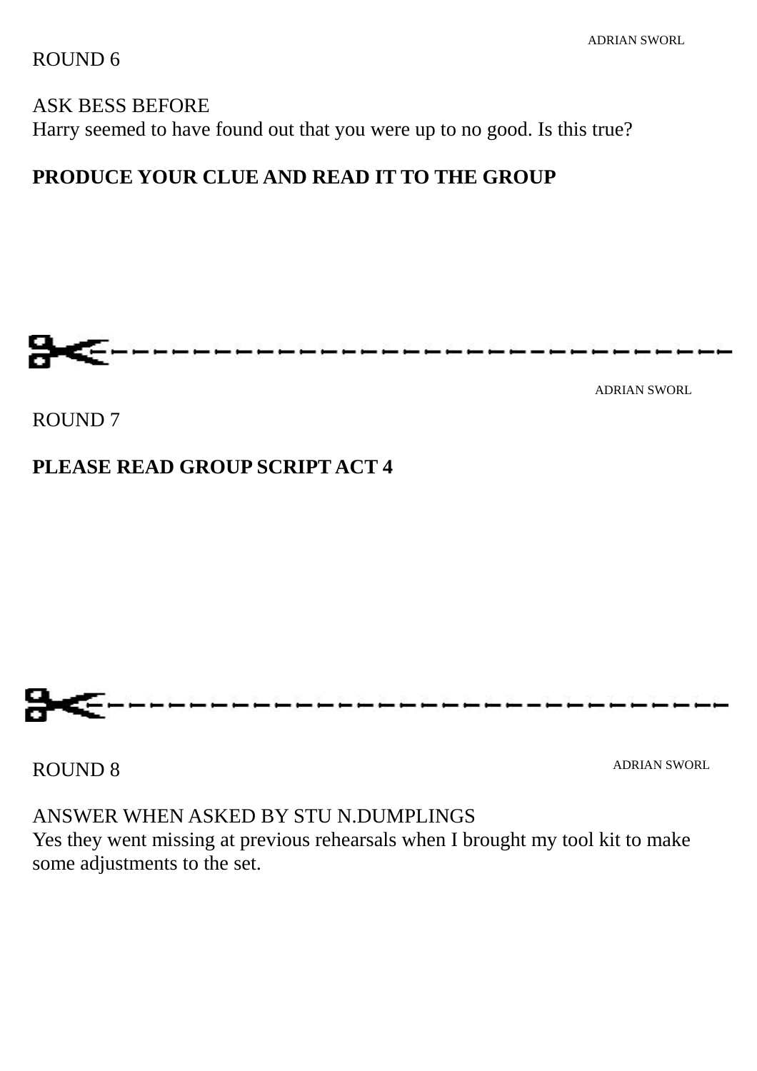ADRIAN SWORL

ROUND 6

ASK BESS BEFORE
Harry seemed to have found out that you were up to no good. Is this true?

**PRODUCE YOUR CLUE AND READ IT TO THE GROUP**

---

ADRIAN SWORL

ROUND 7

**PLEASE READ GROUP SCRIPT ACT 4**

---

ADRIAN SWORL

ROUND 8

ANSWER WHEN ASKED BY STU N.DUMPLINGS
Yes they went missing at previous rehearsals when I brought my tool kit to make some adjustments to the set.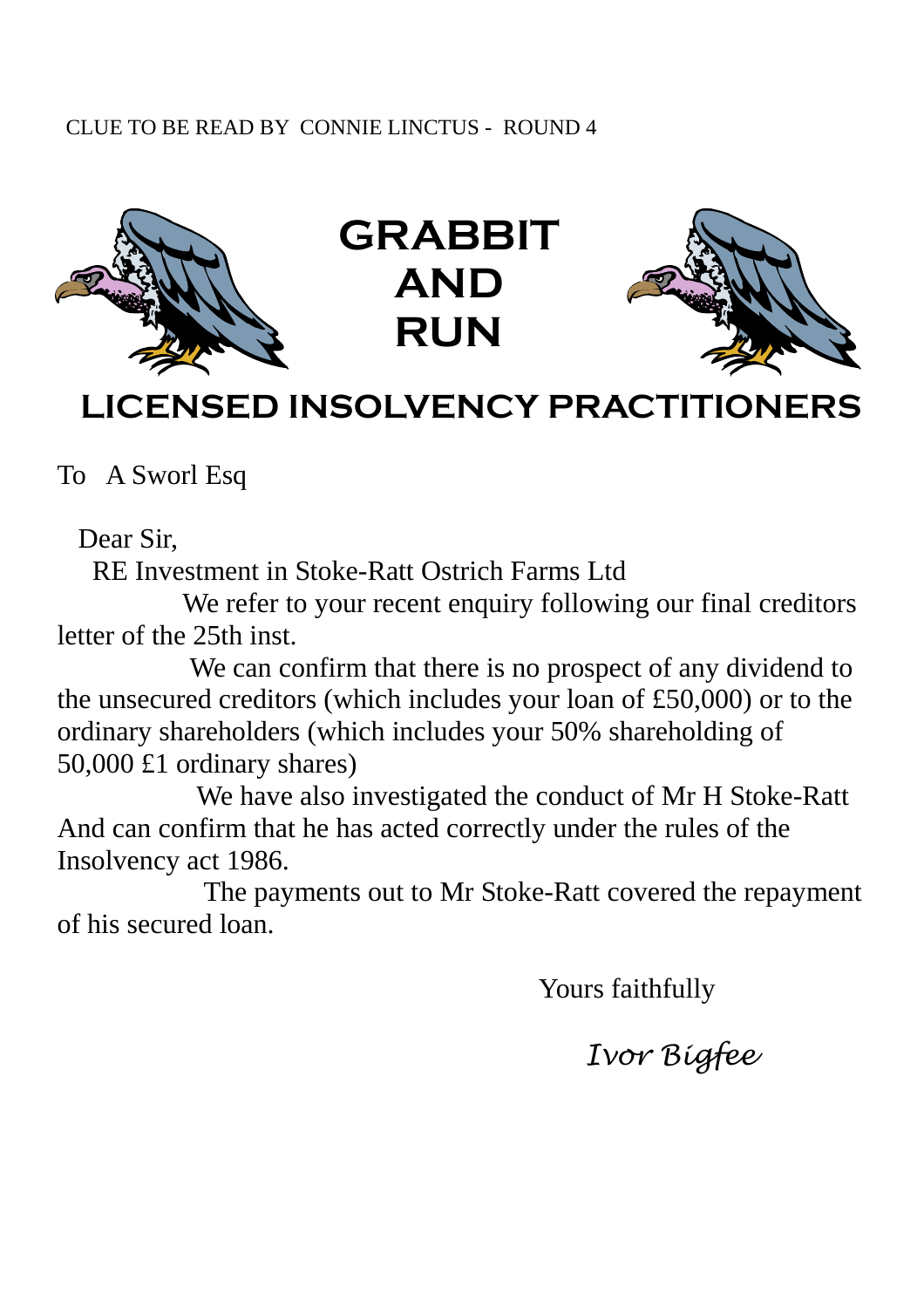CLUE TO BE READ BY CONNIE LINCTUS - ROUND 4

# GRABBIT AND RUN

## LICENSED INSOLVENCY PRACTITIONERS

To A Sworl Esq

Dear Sir,

RE Investment in Stoke-Ratt Ostrich Farms Ltd

We refer to your recent enquiry following our final creditors letter of the 25th inst.

We can confirm that there is no prospect of any dividend to the unsecured creditors (which includes your loan of £50,000) or to the ordinary shareholders (which includes your 50% shareholding of 50,000 £1 ordinary shares)

We have also investigated the conduct of Mr H Stoke-Ratt And can confirm that he has acted correctly under the rules of the Insolvency act 1986.

The payments out to Mr Stoke-Ratt covered the repayment of his secured loan.

Yours faithfully

*Ivor Bigfee*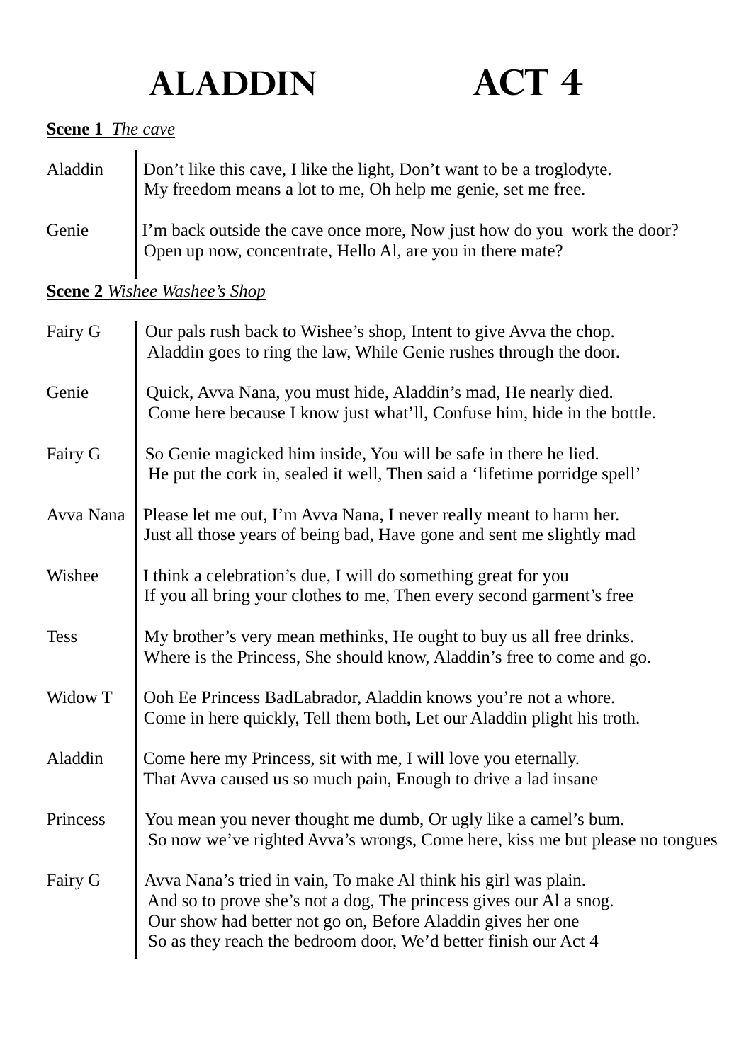# ALADDIN ACT 4

**Scene 1** *The cave*

| | |
|---|---|
| Aladdin | Don't like this cave, I like the light, Don't want to be a troglodyte.<br>My freedom means a lot to me, Oh help me genie, set me free. |
| Genie | I'm back outside the cave once more, Now just how do you work the door?<br>Open up now, concentrate, Hello Al, are you in there mate? |

**Scene 2** *Wishee Washee's Shop*

| | |
|---|---|
| Fairy G | Our pals rush back to Wishee's shop, Intent to give Avva the chop.<br>Aladdin goes to ring the law, While Genie rushes through the door. |
| Genie | Quick, Avva Nana, you must hide, Aladdin's mad, He nearly died.<br>Come here because I know just what'll, Confuse him, hide in the bottle. |
| Fairy G | So Genie magicked him inside, You will be safe in there he lied.<br>He put the cork in, sealed it well, Then said a 'lifetime porridge spell' |
| Avva Nana | Please let me out, I'm Avva Nana, I never really meant to harm her.<br>Just all those years of being bad, Have gone and sent me slightly mad |
| Wishee | I think a celebration's due, I will do something great for you<br>If you all bring your clothes to me, Then every second garment's free |
| Tess | My brother's very mean methinks, He ought to buy us all free drinks.<br>Where is the Princess, She should know, Aladdin's free to come and go. |
| Widow T | Ooh Ee Princess BadLabrador, Aladdin knows you're not a whore.<br>Come in here quickly, Tell them both, Let our Aladdin plight his troth. |
| Aladdin | Come here my Princess, sit with me, I will love you eternally.<br>That Avva caused us so much pain, Enough to drive a lad insane |
| Princess | You mean you never thought me dumb, Or ugly like a camel's bum.<br>So now we've righted Avva's wrongs, Come here, kiss me but please no tongues |
| Fairy G | Avva Nana's tried in vain, To make Al think his girl was plain.<br>And so to prove she's not a dog, The princess gives our Al a snog.<br>Our show had better not go on, Before Aladdin gives her one<br>So as they reach the bedroom door, We'd better finish our Act 4 |